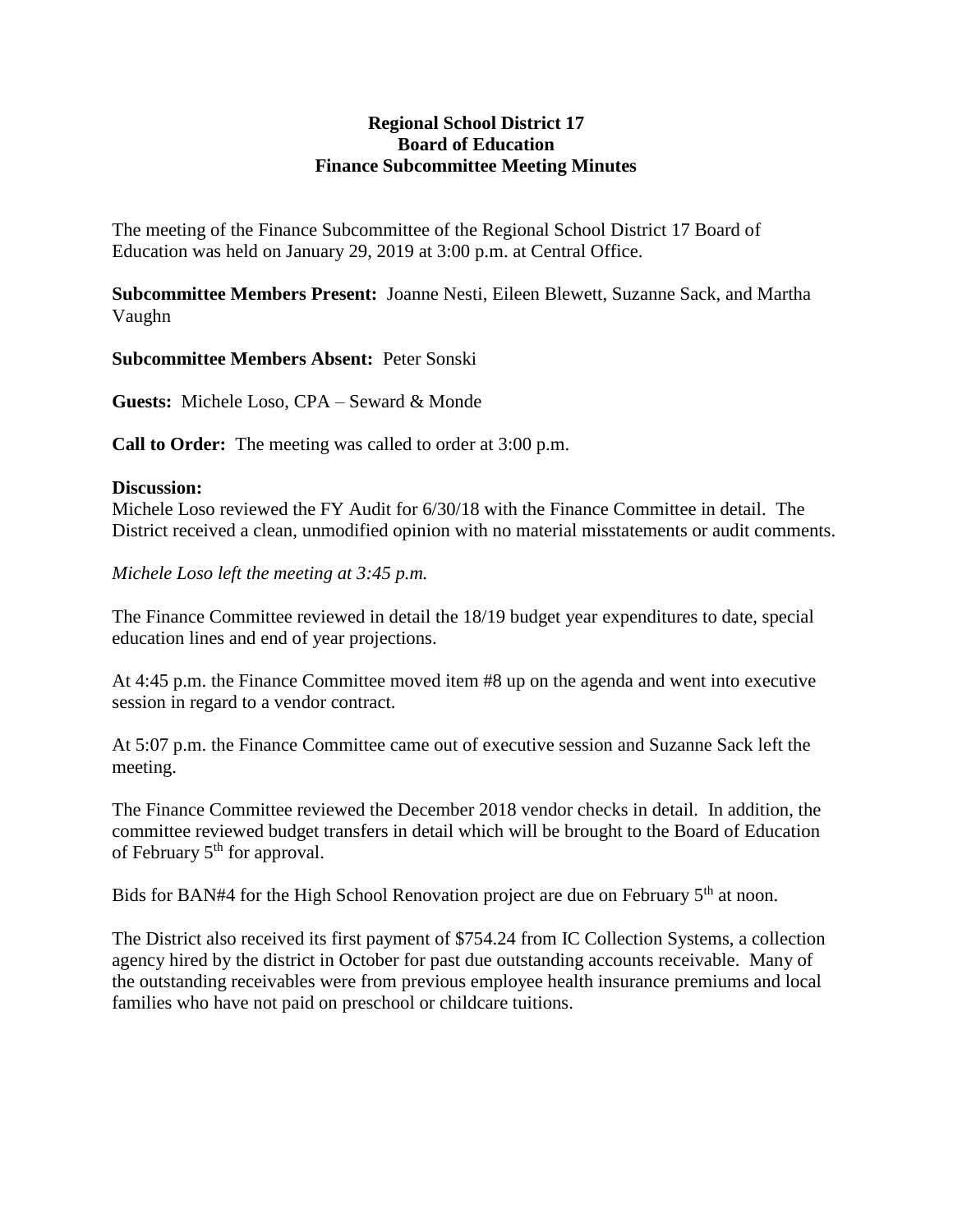**Regional School District 17**
**Board of Education**
**Finance Subcommittee Meeting Minutes**

The meeting of the Finance Subcommittee of the Regional School District 17 Board of Education was held on January 29, 2019 at 3:00 p.m. at Central Office.

**Subcommittee Members Present:** Joanne Nesti, Eileen Blewett, Suzanne Sack, and Martha Vaughn

**Subcommittee Members Absent:** Peter Sonski

**Guests:** Michele Loso, CPA – Seward & Monde

**Call to Order:** The meeting was called to order at 3:00 p.m.

**Discussion:**
Michele Loso reviewed the FY Audit for 6/30/18 with the Finance Committee in detail. The District received a clean, unmodified opinion with no material misstatements or audit comments.

*Michele Loso left the meeting at 3:45 p.m.*

The Finance Committee reviewed in detail the 18/19 budget year expenditures to date, special education lines and end of year projections.

At 4:45 p.m. the Finance Committee moved item #8 up on the agenda and went into executive session in regard to a vendor contract.

At 5:07 p.m. the Finance Committee came out of executive session and Suzanne Sack left the meeting.

The Finance Committee reviewed the December 2018 vendor checks in detail. In addition, the committee reviewed budget transfers in detail which will be brought to the Board of Education of February 5th for approval.

Bids for BAN#4 for the High School Renovation project are due on February 5th at noon.

The District also received its first payment of $754.24 from IC Collection Systems, a collection agency hired by the district in October for past due outstanding accounts receivable. Many of the outstanding receivables were from previous employee health insurance premiums and local families who have not paid on preschool or childcare tuitions.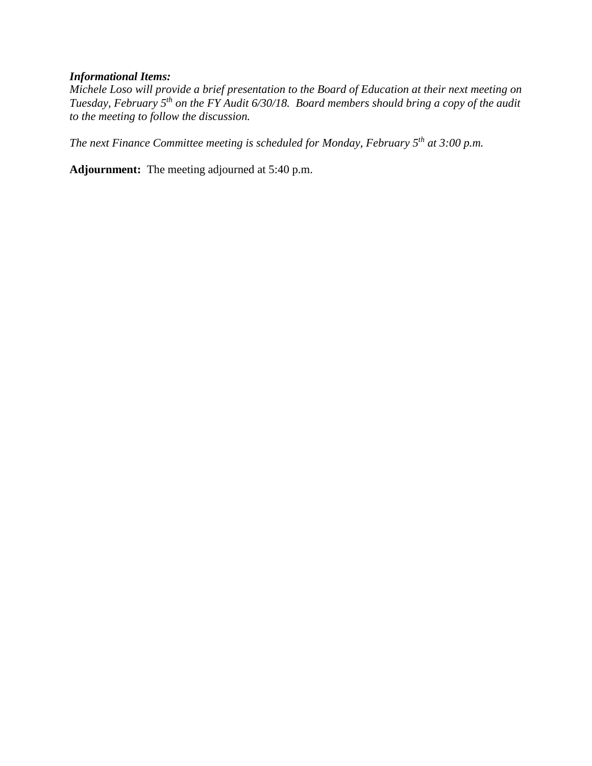***Informational Items:***
*Michele Loso will provide a brief presentation to the Board of Education at their next meeting on Tuesday, February 5th on the FY Audit 6/30/18. Board members should bring a copy of the audit to the meeting to follow the discussion.*

*The next Finance Committee meeting is scheduled for Monday, February 5th at 3:00 p.m.*

**Adjournment:** The meeting adjourned at 5:40 p.m.